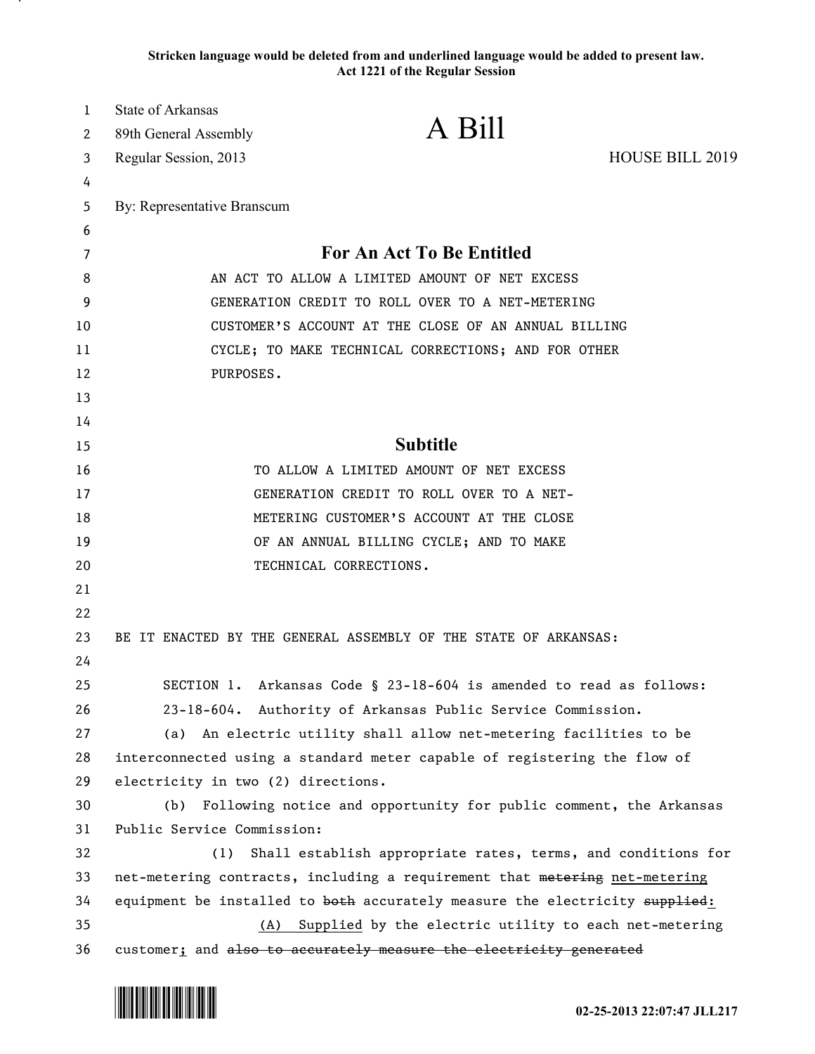**Stricken language would be deleted from and underlined language would be added to present law.**
**Act 1221 of the Regular Session**

State of Arkansas
89th General Assembly
Regular Session, 2013

# A Bill

HOUSE BILL 2019

By: Representative Branscum

## For An Act To Be Entitled

AN ACT TO ALLOW A LIMITED AMOUNT OF NET EXCESS GENERATION CREDIT TO ROLL OVER TO A NET-METERING CUSTOMER'S ACCOUNT AT THE CLOSE OF AN ANNUAL BILLING CYCLE; TO MAKE TECHNICAL CORRECTIONS; AND FOR OTHER PURPOSES.

## Subtitle

TO ALLOW A LIMITED AMOUNT OF NET EXCESS GENERATION CREDIT TO ROLL OVER TO A NET-METERING CUSTOMER'S ACCOUNT AT THE CLOSE OF AN ANNUAL BILLING CYCLE; AND TO MAKE TECHNICAL CORRECTIONS.

BE IT ENACTED BY THE GENERAL ASSEMBLY OF THE STATE OF ARKANSAS:

SECTION 1. Arkansas Code § 23-18-604 is amended to read as follows:

23-18-604. Authority of Arkansas Public Service Commission.

(a) An electric utility shall allow net-metering facilities to be interconnected using a standard meter capable of registering the flow of electricity in two (2) directions.

(b) Following notice and opportunity for public comment, the Arkansas Public Service Commission:

(1) Shall establish appropriate rates, terms, and conditions for net-metering contracts, including a requirement that ~~metering~~ <u>net-metering</u> equipment be installed to ~~both~~ accurately measure the electricity ~~supplied~~<u>:</u>

<u>(A) Supplied</u> by the electric utility to each net-metering customer<u>;</u> and ~~also to accurately measure the electricity generated~~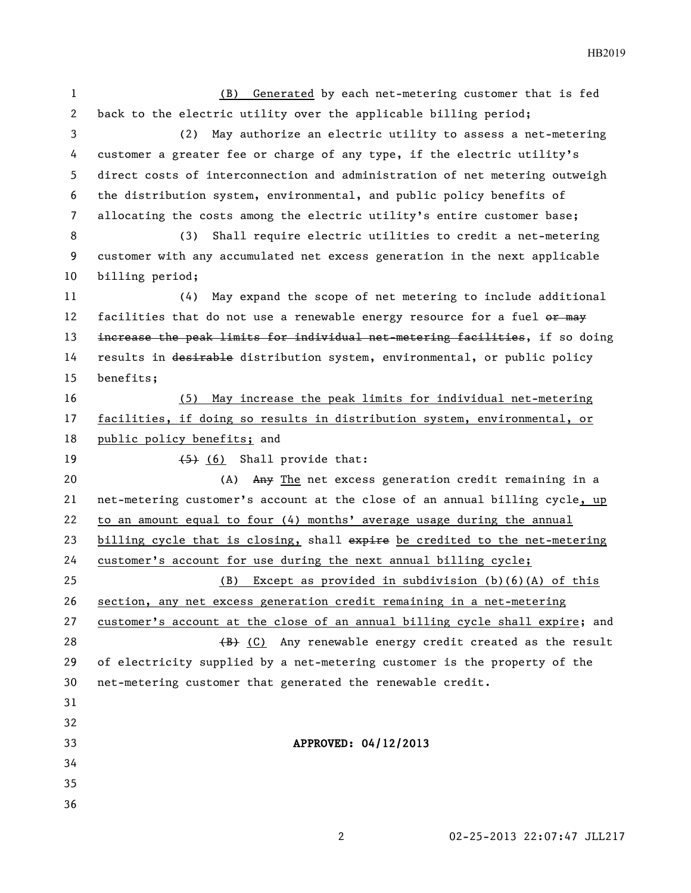(B) Generated by each net-metering customer that is fed back to the electric utility over the applicable billing period;

(2) May authorize an electric utility to assess a net-metering customer a greater fee or charge of any type, if the electric utility's direct costs of interconnection and administration of net metering outweigh the distribution system, environmental, and public policy benefits of allocating the costs among the electric utility's entire customer base;

(3) Shall require electric utilities to credit a net-metering customer with any accumulated net excess generation in the next applicable billing period;

(4) May expand the scope of net metering to include additional facilities that do not use a renewable energy resource for a fuel ~~or may increase the peak limits for individual net-metering facilities~~, if so doing results in ~~desirable~~ distribution system, environmental, or public policy benefits;

(5) May increase the peak limits for individual net-metering facilities, if doing so results in distribution system, environmental, or public policy benefits; and

~~(5)~~ (6) Shall provide that:

(A) ~~Any~~ The net excess generation credit remaining in a net-metering customer's account at the close of an annual billing cycle, up to an amount equal to four (4) months' average usage during the annual billing cycle that is closing, shall ~~expire~~ be credited to the net-metering customer's account for use during the next annual billing cycle;

(B) Except as provided in subdivision (b)(6)(A) of this section, any net excess generation credit remaining in a net-metering customer's account at the close of an annual billing cycle shall expire; and

~~(B)~~ (C) Any renewable energy credit created as the result of electricity supplied by a net-metering customer is the property of the net-metering customer that generated the renewable credit.

**APPROVED: 04/12/2013**